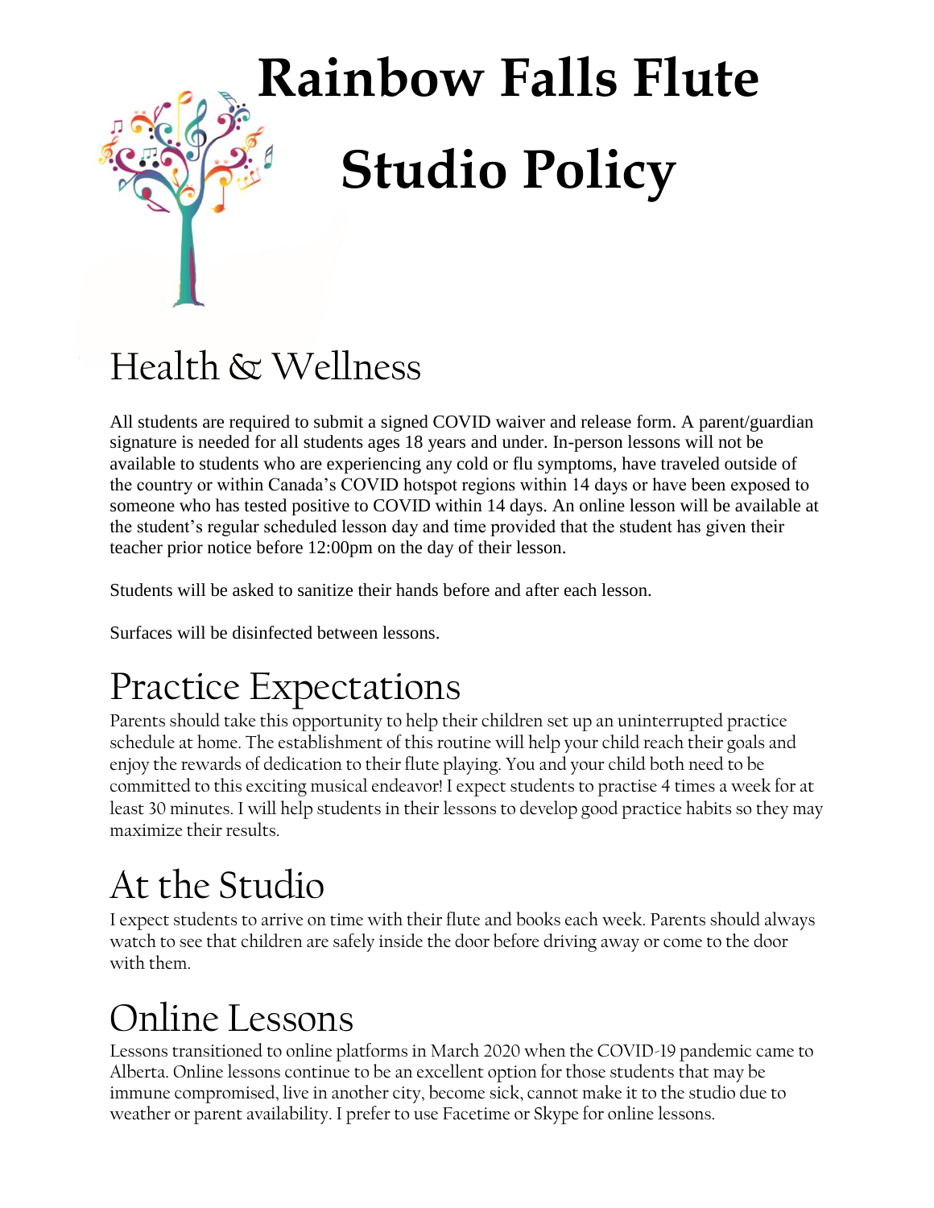# Rainbow Falls Flute Studio Policy

## Health & Wellness

All students are required to submit a signed COVID waiver and release form. A parent/guardian signature is needed for all students ages 18 years and under. In-person lessons will not be available to students who are experiencing any cold or flu symptoms, have traveled outside of the country or within Canada's COVID hotspot regions within 14 days or have been exposed to someone who has tested positive to COVID within 14 days. An online lesson will be available at the student's regular scheduled lesson day and time provided that the student has given their teacher prior notice before 12:00pm on the day of their lesson.

Students will be asked to sanitize their hands before and after each lesson.

Surfaces will be disinfected between lessons.

## Practice Expectations

Parents should take this opportunity to help their children set up an uninterrupted practice schedule at home. The establishment of this routine will help your child reach their goals and enjoy the rewards of dedication to their flute playing. You and your child both need to be committed to this exciting musical endeavor! I expect students to practise 4 times a week for at least 30 minutes. I will help students in their lessons to develop good practice habits so they may maximize their results.

## At the Studio

I expect students to arrive on time with their flute and books each week. Parents should always watch to see that children are safely inside the door before driving away or come to the door with them.

## Online Lessons

Lessons transitioned to online platforms in March 2020 when the COVID-19 pandemic came to Alberta. Online lessons continue to be an excellent option for those students that may be immune compromised, live in another city, become sick, cannot make it to the studio due to weather or parent availability. I prefer to use Facetime or Skype for online lessons.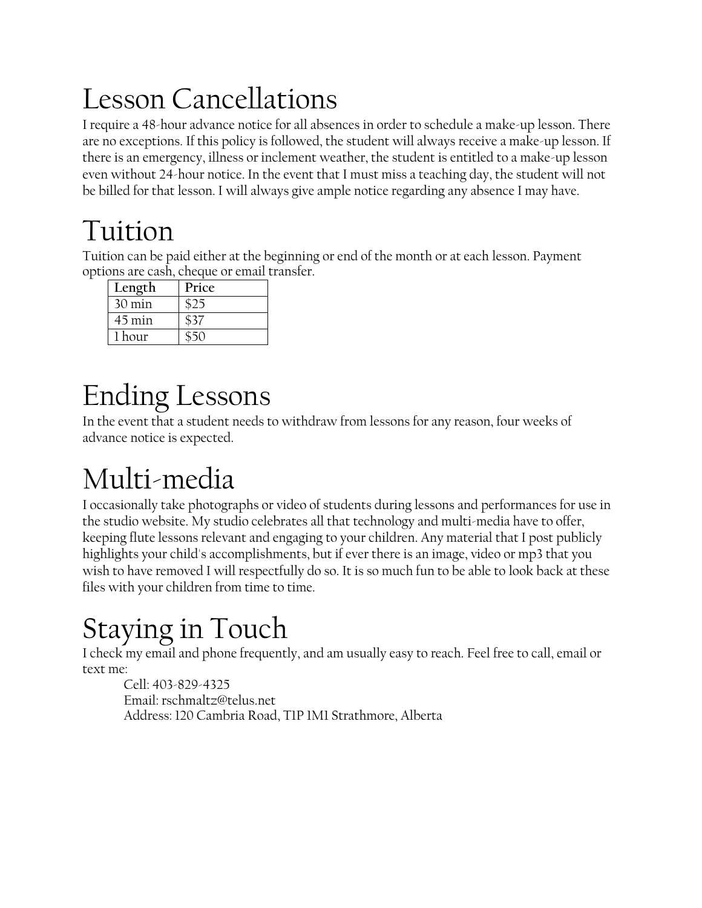# Lesson Cancellations

I require a 48-hour advance notice for all absences in order to schedule a make-up lesson. There are no exceptions. If this policy is followed, the student will always receive a make-up lesson. If there is an emergency, illness or inclement weather, the student is entitled to a make-up lesson even without 24-hour notice. In the event that I must miss a teaching day, the student will not be billed for that lesson. I will always give ample notice regarding any absence I may have.

# Tuition

Tuition can be paid either at the beginning or end of the month or at each lesson. Payment options are cash, cheque or email transfer.

| Length | Price |
| --- | --- |
| 30 min | $25 |
| 45 min | $37 |
| 1 hour | $50 |

# Ending Lessons

In the event that a student needs to withdraw from lessons for any reason, four weeks of advance notice is expected.

# Multi-media

I occasionally take photographs or video of students during lessons and performances for use in the studio website. My studio celebrates all that technology and multi-media have to offer, keeping flute lessons relevant and engaging to your children. Any material that I post publicly highlights your child's accomplishments, but if ever there is an image, video or mp3 that you wish to have removed I will respectfully do so. It is so much fun to be able to look back at these files with your children from time to time.

# Staying in Touch

I check my email and phone frequently, and am usually easy to reach. Feel free to call, email or text me:

Cell: 403-829-4325
Email: rschmaltz@telus.net
Address: 120 Cambria Road, T1P 1M1 Strathmore, Alberta